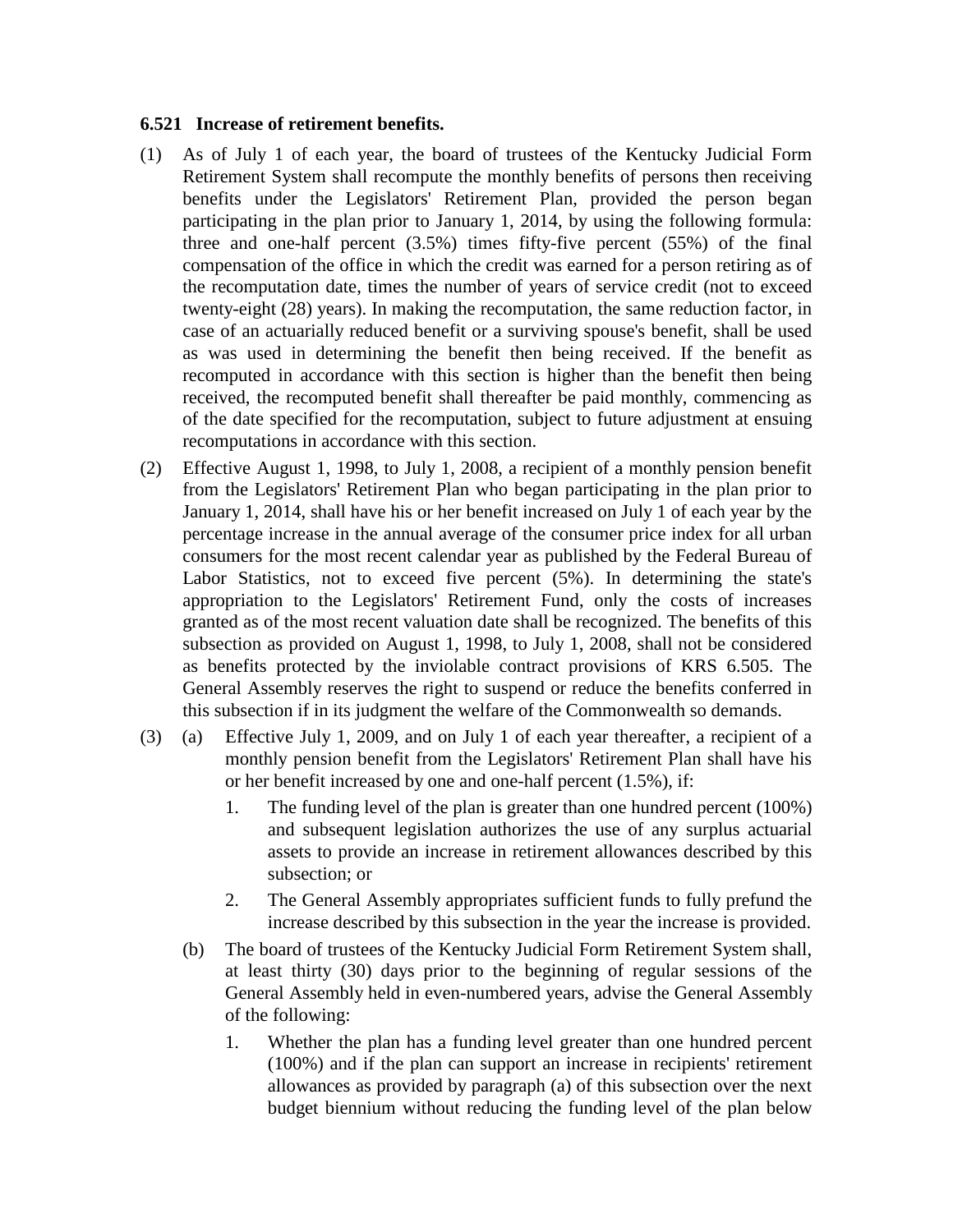**6.521 Increase of retirement benefits.**

(1) As of July 1 of each year, the board of trustees of the Kentucky Judicial Form Retirement System shall recompute the monthly benefits of persons then receiving benefits under the Legislators' Retirement Plan, provided the person began participating in the plan prior to January 1, 2014, by using the following formula: three and one-half percent (3.5%) times fifty-five percent (55%) of the final compensation of the office in which the credit was earned for a person retiring as of the recomputation date, times the number of years of service credit (not to exceed twenty-eight (28) years). In making the recomputation, the same reduction factor, in case of an actuarially reduced benefit or a surviving spouse's benefit, shall be used as was used in determining the benefit then being received. If the benefit as recomputed in accordance with this section is higher than the benefit then being received, the recomputed benefit shall thereafter be paid monthly, commencing as of the date specified for the recomputation, subject to future adjustment at ensuing recomputations in accordance with this section.

(2) Effective August 1, 1998, to July 1, 2008, a recipient of a monthly pension benefit from the Legislators' Retirement Plan who began participating in the plan prior to January 1, 2014, shall have his or her benefit increased on July 1 of each year by the percentage increase in the annual average of the consumer price index for all urban consumers for the most recent calendar year as published by the Federal Bureau of Labor Statistics, not to exceed five percent (5%). In determining the state's appropriation to the Legislators' Retirement Fund, only the costs of increases granted as of the most recent valuation date shall be recognized. The benefits of this subsection as provided on August 1, 1998, to July 1, 2008, shall not be considered as benefits protected by the inviolable contract provisions of KRS 6.505. The General Assembly reserves the right to suspend or reduce the benefits conferred in this subsection if in its judgment the welfare of the Commonwealth so demands.

(3) (a) Effective July 1, 2009, and on July 1 of each year thereafter, a recipient of a monthly pension benefit from the Legislators' Retirement Plan shall have his or her benefit increased by one and one-half percent (1.5%), if:

1. The funding level of the plan is greater than one hundred percent (100%) and subsequent legislation authorizes the use of any surplus actuarial assets to provide an increase in retirement allowances described by this subsection; or

2. The General Assembly appropriates sufficient funds to fully prefund the increase described by this subsection in the year the increase is provided.

(b) The board of trustees of the Kentucky Judicial Form Retirement System shall, at least thirty (30) days prior to the beginning of regular sessions of the General Assembly held in even-numbered years, advise the General Assembly of the following:

1. Whether the plan has a funding level greater than one hundred percent (100%) and if the plan can support an increase in recipients' retirement allowances as provided by paragraph (a) of this subsection over the next budget biennium without reducing the funding level of the plan below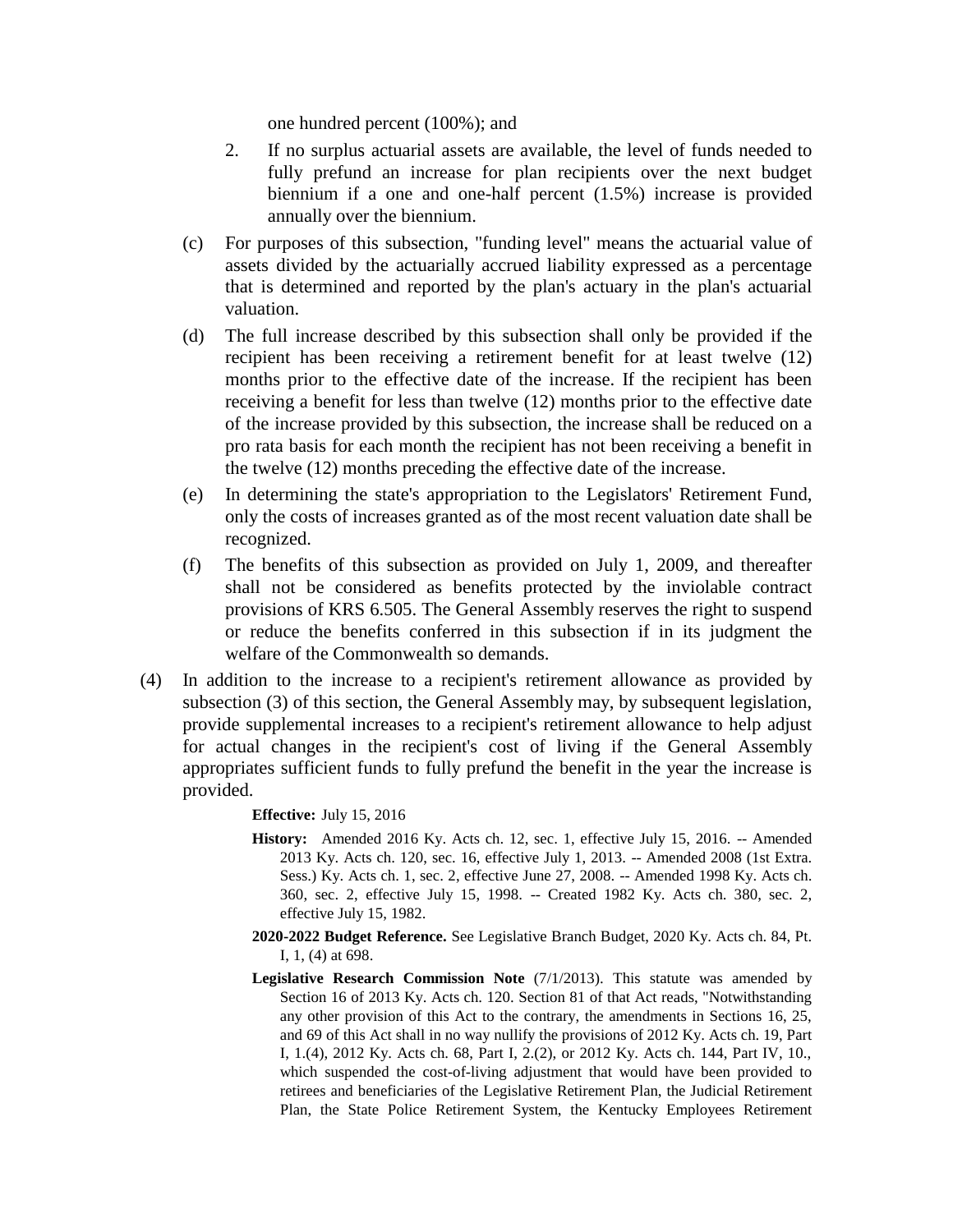one hundred percent (100%); and

2. If no surplus actuarial assets are available, the level of funds needed to fully prefund an increase for plan recipients over the next budget biennium if a one and one-half percent (1.5%) increase is provided annually over the biennium.

(c) For purposes of this subsection, "funding level" means the actuarial value of assets divided by the actuarially accrued liability expressed as a percentage that is determined and reported by the plan's actuary in the plan's actuarial valuation.

(d) The full increase described by this subsection shall only be provided if the recipient has been receiving a retirement benefit for at least twelve (12) months prior to the effective date of the increase. If the recipient has been receiving a benefit for less than twelve (12) months prior to the effective date of the increase provided by this subsection, the increase shall be reduced on a pro rata basis for each month the recipient has not been receiving a benefit in the twelve (12) months preceding the effective date of the increase.

(e) In determining the state's appropriation to the Legislators' Retirement Fund, only the costs of increases granted as of the most recent valuation date shall be recognized.

(f) The benefits of this subsection as provided on July 1, 2009, and thereafter shall not be considered as benefits protected by the inviolable contract provisions of KRS 6.505. The General Assembly reserves the right to suspend or reduce the benefits conferred in this subsection if in its judgment the welfare of the Commonwealth so demands.

(4) In addition to the increase to a recipient's retirement allowance as provided by subsection (3) of this section, the General Assembly may, by subsequent legislation, provide supplemental increases to a recipient's retirement allowance to help adjust for actual changes in the recipient's cost of living if the General Assembly appropriates sufficient funds to fully prefund the benefit in the year the increase is provided.

**Effective:** July 15, 2016

**History:** Amended 2016 Ky. Acts ch. 12, sec. 1, effective July 15, 2016. -- Amended 2013 Ky. Acts ch. 120, sec. 16, effective July 1, 2013. -- Amended 2008 (1st Extra. Sess.) Ky. Acts ch. 1, sec. 2, effective June 27, 2008. -- Amended 1998 Ky. Acts ch. 360, sec. 2, effective July 15, 1998. -- Created 1982 Ky. Acts ch. 380, sec. 2, effective July 15, 1982.

**2020-2022 Budget Reference.** See Legislative Branch Budget, 2020 Ky. Acts ch. 84, Pt. I, 1, (4) at 698.

**Legislative Research Commission Note** (7/1/2013). This statute was amended by Section 16 of 2013 Ky. Acts ch. 120. Section 81 of that Act reads, "Notwithstanding any other provision of this Act to the contrary, the amendments in Sections 16, 25, and 69 of this Act shall in no way nullify the provisions of 2012 Ky. Acts ch. 19, Part I, 1.(4), 2012 Ky. Acts ch. 68, Part I, 2.(2), or 2012 Ky. Acts ch. 144, Part IV, 10., which suspended the cost-of-living adjustment that would have been provided to retirees and beneficiaries of the Legislative Retirement Plan, the Judicial Retirement Plan, the State Police Retirement System, the Kentucky Employees Retirement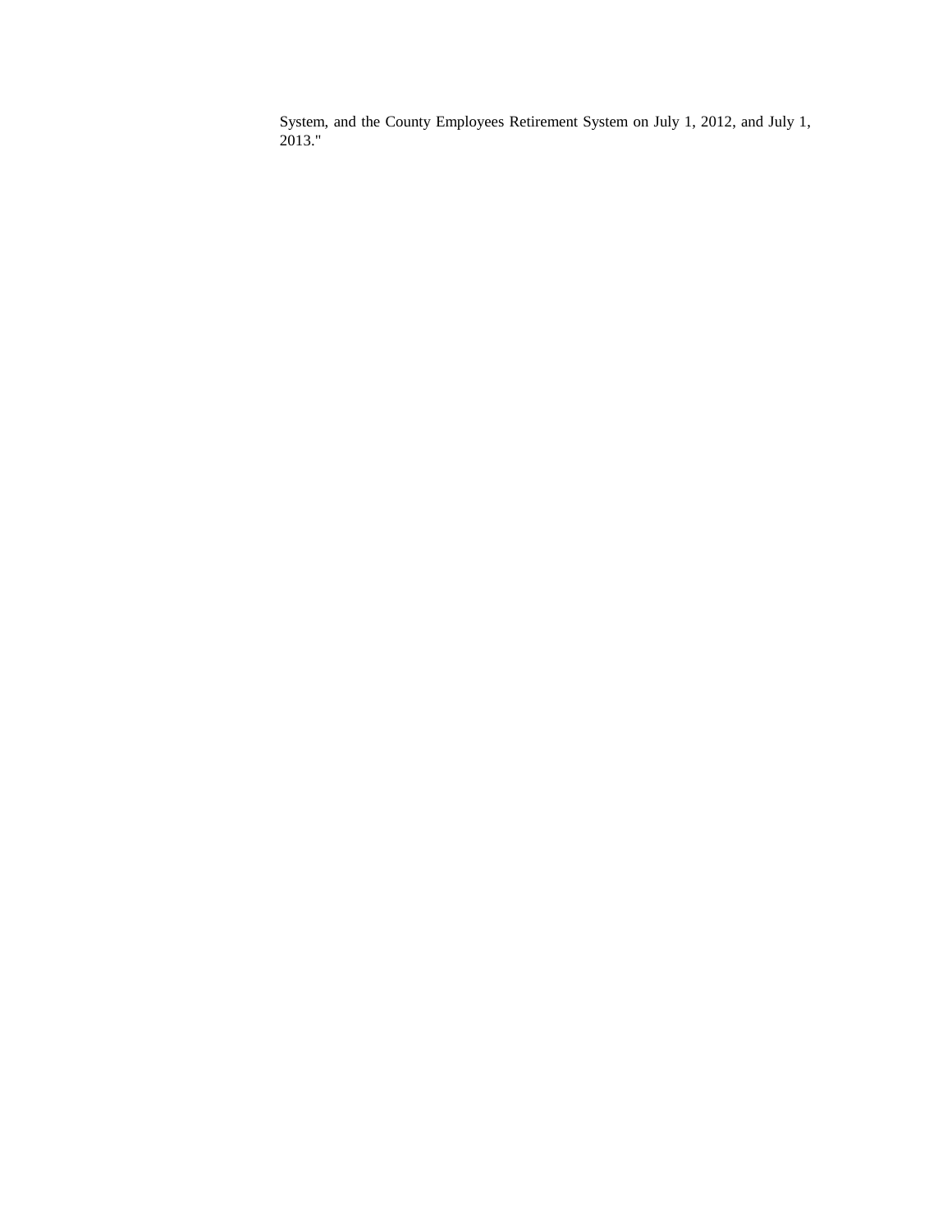System, and the County Employees Retirement System on July 1, 2012, and July 1, 2013."